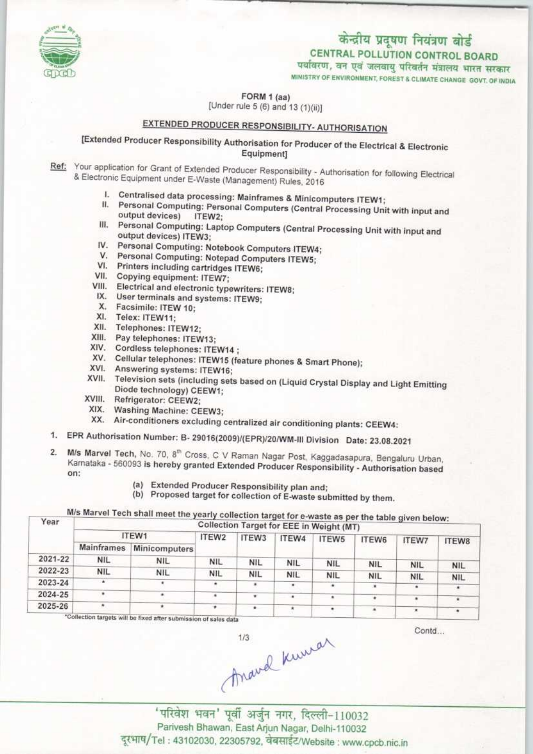केन्द्रीय प्रदूषण नियंत्रण बोर्ड
**CENTRAL POLLUTION CONTROL BOARD**
पर्यावरण, वन एवं जलवायु परिवर्तन मंत्रालय भारत सरकार
MINISTRY OF ENVIRONMENT, FOREST & CLIMATE CHANGE GOVT. OF INDIA

**FORM 1 (aa)**
[Under rule 5 (6) and 13 (1)(ii)]

## EXTENDED PRODUCER RESPONSIBILITY- AUTHORISATION

**[Extended Producer Responsibility Authorisation for Producer of the Electrical & Electronic Equipment]**

**Ref:** Your application for Grant of Extended Producer Responsibility - Authorisation for following Electrical & Electronic Equipment under E-Waste (Management) Rules, 2016

I. Centralised data processing: Mainframes & Minicomputers ITEW1;
II. Personal Computing: Personal Computers (Central Processing Unit with input and output devices) ITEW2;
III. Personal Computing: Laptop Computers (Central Processing Unit with input and output devices) ITEW3;
IV. Personal Computing: Notebook Computers ITEW4;
V. Personal Computing: Notepad Computers ITEW5;
VI. Printers including cartridges ITEW6;
VII. Copying equipment: ITEW7;
VIII. Electrical and electronic typewriters: ITEW8;
IX. User terminals and systems: ITEW9;
X. Facsimile: ITEW 10;
XI. Telex: ITEW11;
XII. Telephones: ITEW12;
XIII. Pay telephones: ITEW13;
XIV. Cordless telephones: ITEW14 ;
XV. Cellular telephones: ITEW15 (feature phones & Smart Phone);
XVI. Answering systems: ITEW16;
XVII. Television sets (including sets based on (Liquid Crystal Display and Light Emitting Diode technology) CEEW1;
XVIII. Refrigerator: CEEW2;
XIX. Washing Machine: CEEW3;
XX. Air-conditioners excluding centralized air conditioning plants: CEEW4:

1. EPR Authorisation Number: B- 29016(2009)/(EPR)/20/WM-III Division Date: 23.08.2021

2. M/s Marvel Tech, No. 70, 8th Cross, C V Raman Nagar Post, Kaggadasapura, Bengaluru Urban, Karnataka - 560093 is hereby granted Extended Producer Responsibility - Authorisation based on:

   (a) Extended Producer Responsibility plan and;
   (b) Proposed target for collection of E-waste submitted by them.

M/s Marvel Tech shall meet the yearly collection target for e-waste as per the table given below:

| Year | Collection Target for EEE in Weight (MT) | | | | | | | | |
|---|---|---|---|---|---|---|---|---|---|
| | ITEW1 | | ITEW2 | ITEW3 | ITEW4 | ITEW5 | ITEW6 | ITEW7 | ITEW8 |
| | Mainframes | Minicomputers | | | | | | | |
| 2021-22 | NIL | NIL | NIL | NIL | NIL | NIL | NIL | NIL | NIL |
| 2022-23 | NIL | NIL | NIL | NIL | NIL | NIL | NIL | NIL | NIL |
| 2023-24 | * | * | * | * | * | * | * | * | * |
| 2024-25 | * | * | * | * | * | * | * | * | * |
| 2025-26 | * | * | * | * | * | * | * | * | * |

*Collection targets will be fixed after submission of sales data

Contd...

Anand Kumar

'परिवेश भवन' पूर्वी अर्जुन नगर, दिल्ली-110032
Parivesh Bhawan, East Arjun Nagar, Delhi-110032
दूरभाष/Tel : 43102030, 22305792, वेबसाईट/Website : www.cpcb.nic.in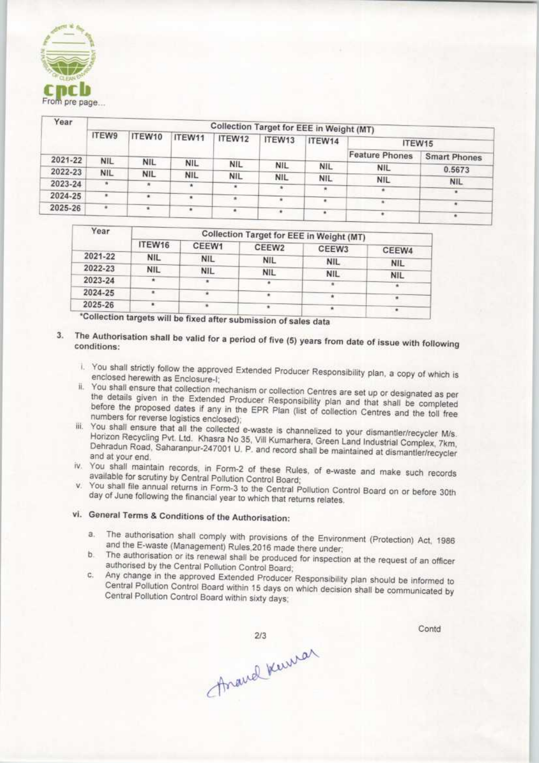From pre page...

| Year | Collection Target for EEE in Weight (MT) | | | | | | | |
|---|---|---|---|---|---|---|---|---|
| | ITEW9 | ITEW10 | ITEW11 | ITEW12 | ITEW13 | ITEW14 | ITEW15 | |
| | | | | | | | Feature Phones | Smart Phones |
| 2021-22 | NIL | NIL | NIL | NIL | NIL | NIL | NIL | 0.5673 |
| 2022-23 | NIL | NIL | NIL | NIL | NIL | NIL | NIL | NIL |
| 2023-24 | * | * | * | * | * | * | * | * |
| 2024-25 | * | * | * | * | * | * | * | * |
| 2025-26 | * | * | * | * | * | * | * | * |

| Year | Collection Target for EEE in Weight (MT) | | | | |
|---|---|---|---|---|---|
| | ITEW16 | CEEW1 | CEEW2 | CEEW3 | CEEW4 |
| 2021-22 | NIL | NIL | NIL | NIL | NIL |
| 2022-23 | NIL | NIL | NIL | NIL | NIL |
| 2023-24 | * | * | * | * | * |
| 2024-25 | * | * | * | * | * |
| 2025-26 | * | * | * | * | * |

*Collection targets will be fixed after submission of sales data

3. The Authorisation shall be valid for a period of five (5) years from date of issue with following conditions:

   i. You shall strictly follow the approved Extended Producer Responsibility plan, a copy of which is enclosed herewith as Enclosure-I;
   ii. You shall ensure that collection mechanism or collection Centres are set up or designated as per the details given in the Extended Producer Responsibility plan and that shall be completed before the proposed dates if any in the EPR Plan (list of collection Centres and the toll free numbers for reverse logistics enclosed);
   iii. You shall ensure that all the collected e-waste is channelized to your dismantler/recycler M/s. Horizon Recycling Pvt. Ltd. Khasra No 35, Vill Kumarhera, Green Land Industrial Complex, 7km, Dehradun Road, Saharanpur-247001 U. P. and record shall be maintained at dismantler/recycler and at your end.
   iv. You shall maintain records, in Form-2 of these Rules, of e-waste and make such records available for scrutiny by Central Pollution Control Board;
   v. You shall file annual returns in Form-3 to the Central Pollution Control Board on or before 30th day of June following the financial year to which that returns relates.

   vi. **General Terms & Conditions of the Authorisation:**

      a. The authorisation shall comply with provisions of the Environment (Protection) Act, 1986 and the E-waste (Management) Rules,2016 made there under;
      b. The authorisation or its renewal shall be produced for inspection at the request of an officer authorised by the Central Pollution Control Board;
      c. Any change in the approved Extended Producer Responsibility plan should be informed to Central Pollution Control Board within 15 days on which decision shall be communicated by Central Pollution Control Board within sixty days;

Contd

Anand Kumar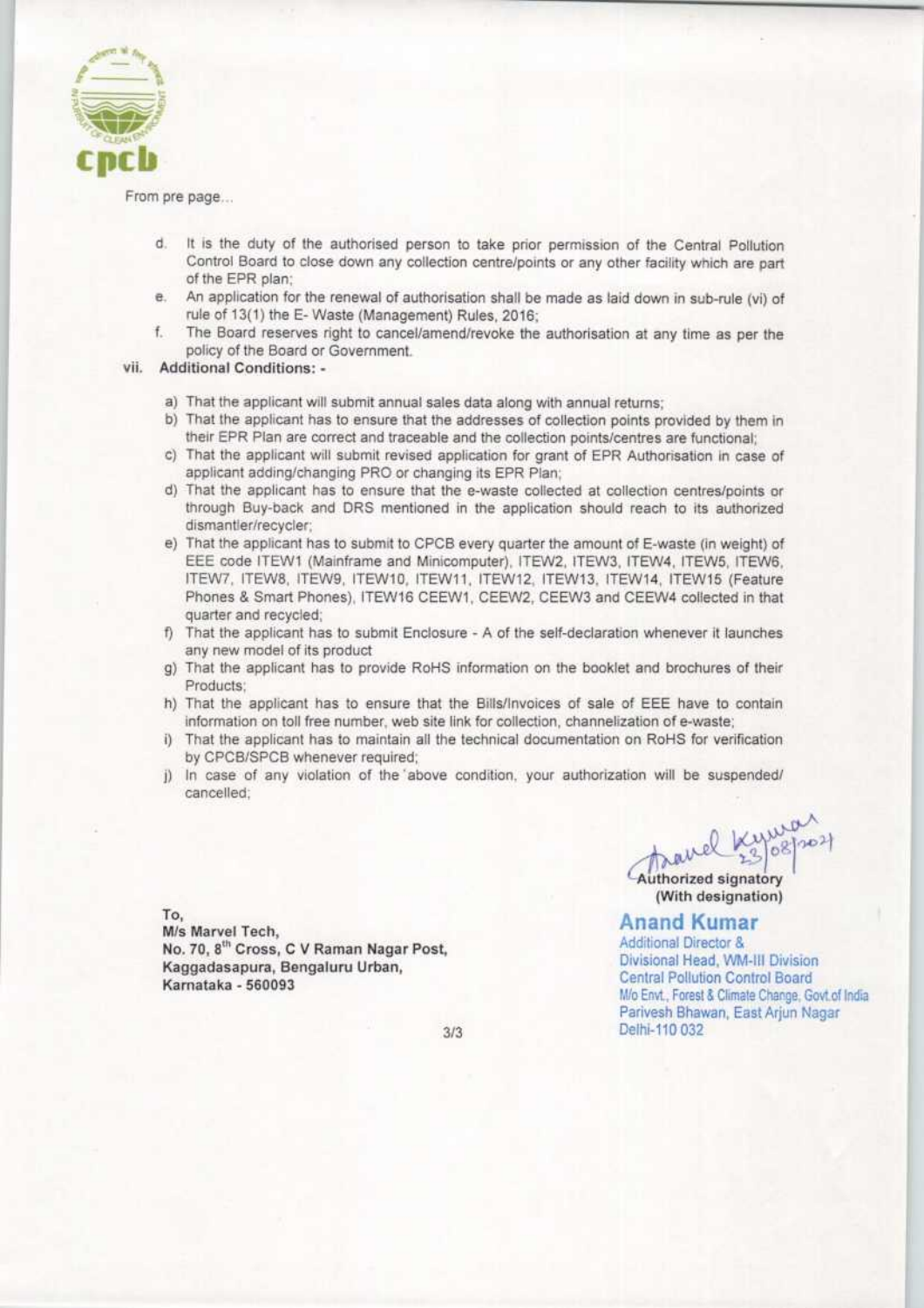From pre page...

d. It is the duty of the authorised person to take prior permission of the Central Pollution Control Board to close down any collection centre/points or any other facility which are part of the EPR plan;

e. An application for the renewal of authorisation shall be made as laid down in sub-rule (vi) of rule of 13(1) the E- Waste (Management) Rules, 2016;

f. The Board reserves right to cancel/amend/revoke the authorisation at any time as per the policy of the Board or Government.

vii. **Additional Conditions: -**

a) That the applicant will submit annual sales data along with annual returns;

b) That the applicant has to ensure that the addresses of collection points provided by them in their EPR Plan are correct and traceable and the collection points/centres are functional;

c) That the applicant will submit revised application for grant of EPR Authorisation in case of applicant adding/changing PRO or changing its EPR Plan;

d) That the applicant has to ensure that the e-waste collected at collection centres/points or through Buy-back and DRS mentioned in the application should reach to its authorized dismantler/recycler;

e) That the applicant has to submit to CPCB every quarter the amount of E-waste (in weight) of EEE code ITEW1 (Mainframe and Minicomputer), ITEW2, ITEW3, ITEW4, ITEW5, ITEW6, ITEW7, ITEW8, ITEW9, ITEW10, ITEW11, ITEW12, ITEW13, ITEW14, ITEW15 (Feature Phones & Smart Phones), ITEW16 CEEW1, CEEW2, CEEW3 and CEEW4 collected in that quarter and recycled;

f) That the applicant has to submit Enclosure - A of the self-declaration whenever it launches any new model of its product

g) That the applicant has to provide RoHS information on the booklet and brochures of their Products;

h) That the applicant has to ensure that the Bills/Invoices of sale of EEE have to contain information on toll free number, web site link for collection, channelization of e-waste;

i) That the applicant has to maintain all the technical documentation on RoHS for verification by CPCB/SPCB whenever required;

j) In case of any violation of the above condition, your authorization will be suspended/ cancelled;

Anand Kumar 23/08/2021

Authorized signatory
(With designation)

**Anand Kumar**
Additional Director &
Divisional Head, WM-III Division
Central Pollution Control Board
M/o Envt., Forest & Climate Change, Govt.of India
Parivesh Bhawan, East Arjun Nagar
Delhi-110 032

To,
M/s Marvel Tech,
No. 70, 8th Cross, C V Raman Nagar Post,
Kaggadasapura, Bengaluru Urban,
Karnataka - 560093